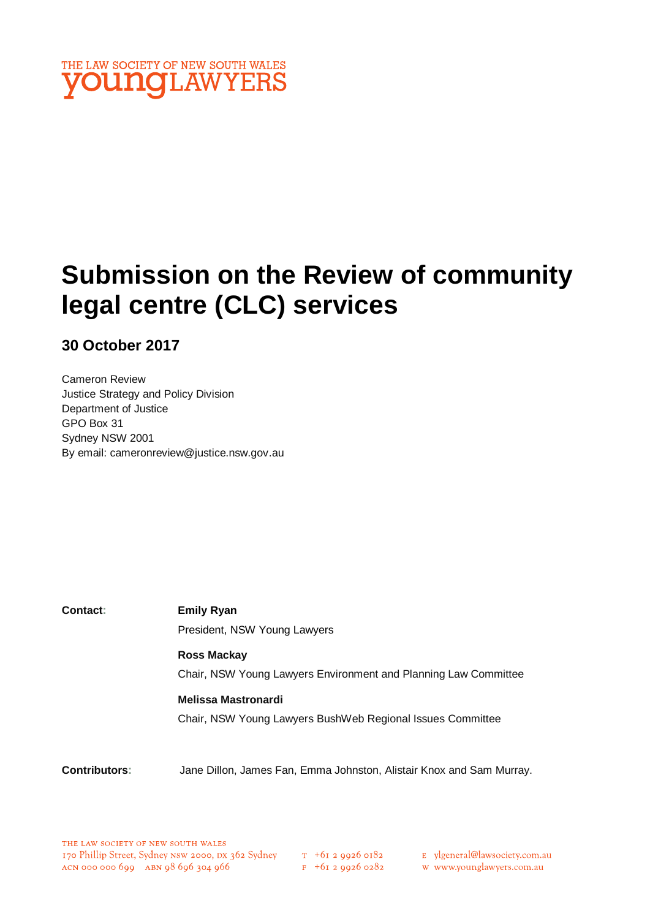THE LAW SOCIETY OF NEW SOUTH WALES
**young**LAWYERS

# Submission on the Review of community legal centre (CLC) services

## 30 October 2017

Cameron Review
Justice Strategy and Policy Division
Department of Justice
GPO Box 31
Sydney NSW 2001
By email: cameronreview@justice.nsw.gov.au

**Contact:**

**Emily Ryan**
President, NSW Young Lawyers

**Ross Mackay**
Chair, NSW Young Lawyers Environment and Planning Law Committee

**Melissa Mastronardi**
Chair, NSW Young Lawyers BushWeb Regional Issues Committee

**Contributors:** Jane Dillon, James Fan, Emma Johnston, Alistair Knox and Sam Murray.

THE LAW SOCIETY OF NEW SOUTH WALES
170 Phillip Street, Sydney NSW 2000, DX 362 Sydney
ACN 000 000 699 ABN 98 696 304 966
T +61 2 9926 0182
F +61 2 9926 0282
E ylgeneral@lawsociety.com.au
W www.younglawyers.com.au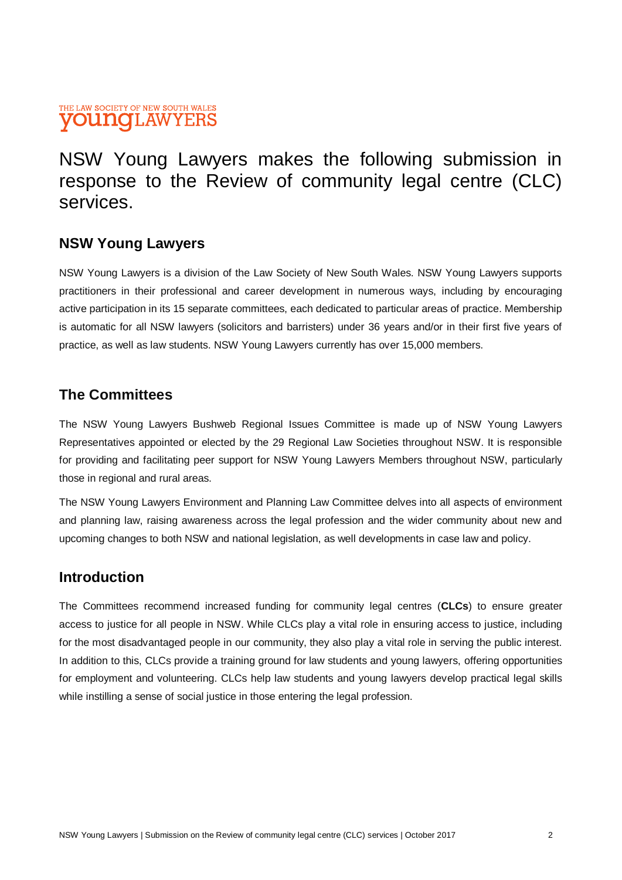THE LAW SOCIETY OF NEW SOUTH WALES
**youngLAWYERS**

# NSW Young Lawyers makes the following submission in response to the Review of community legal centre (CLC) services.

## NSW Young Lawyers

NSW Young Lawyers is a division of the Law Society of New South Wales. NSW Young Lawyers supports practitioners in their professional and career development in numerous ways, including by encouraging active participation in its 15 separate committees, each dedicated to particular areas of practice. Membership is automatic for all NSW lawyers (solicitors and barristers) under 36 years and/or in their first five years of practice, as well as law students. NSW Young Lawyers currently has over 15,000 members.

## The Committees

The NSW Young Lawyers Bushweb Regional Issues Committee is made up of NSW Young Lawyers Representatives appointed or elected by the 29 Regional Law Societies throughout NSW. It is responsible for providing and facilitating peer support for NSW Young Lawyers Members throughout NSW, particularly those in regional and rural areas.

The NSW Young Lawyers Environment and Planning Law Committee delves into all aspects of environment and planning law, raising awareness across the legal profession and the wider community about new and upcoming changes to both NSW and national legislation, as well developments in case law and policy.

## Introduction

The Committees recommend increased funding for community legal centres (**CLCs**) to ensure greater access to justice for all people in NSW. While CLCs play a vital role in ensuring access to justice, including for the most disadvantaged people in our community, they also play a vital role in serving the public interest. In addition to this, CLCs provide a training ground for law students and young lawyers, offering opportunities for employment and volunteering. CLCs help law students and young lawyers develop practical legal skills while instilling a sense of social justice in those entering the legal profession.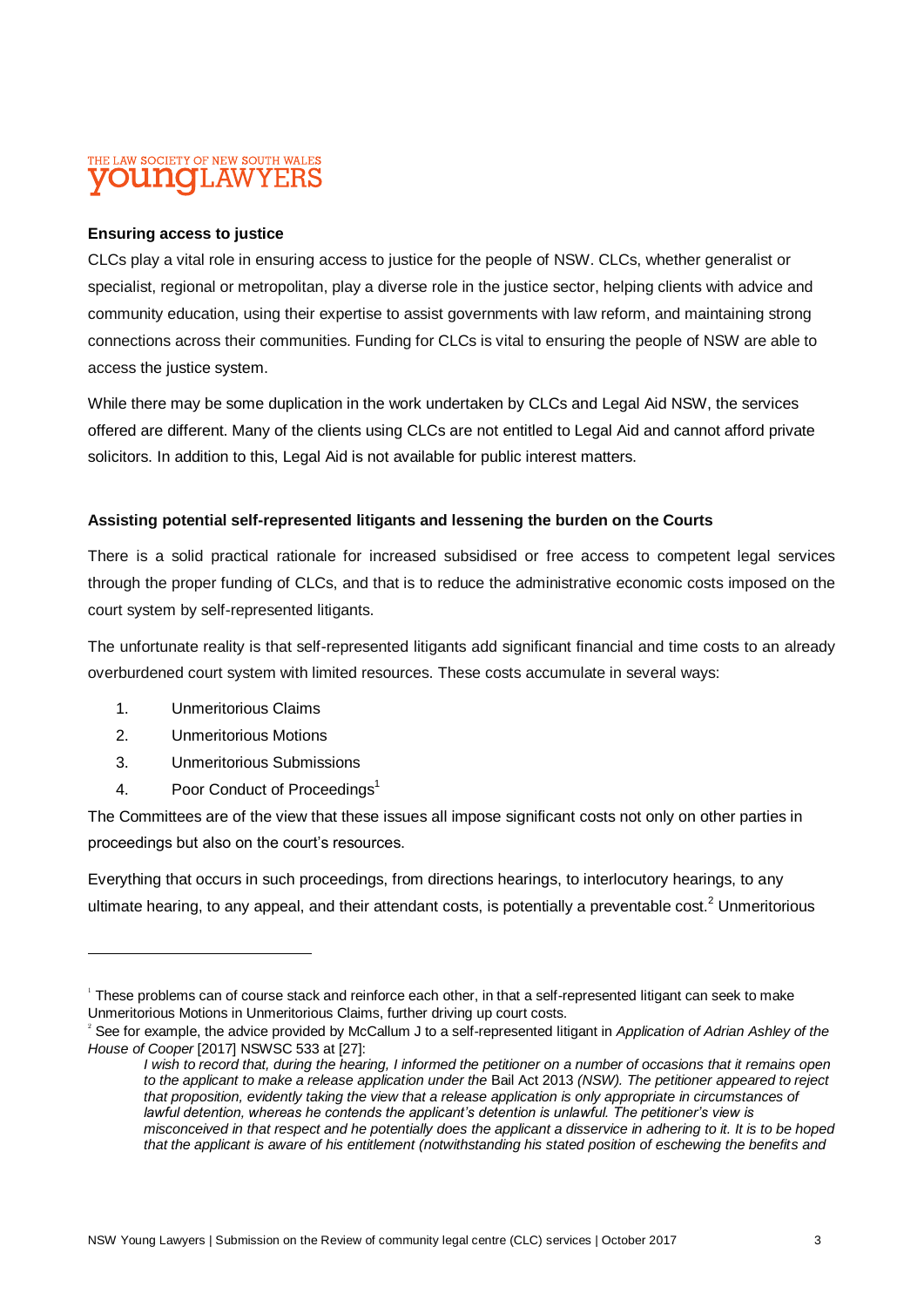**Ensuring access to justice**

CLCs play a vital role in ensuring access to justice for the people of NSW. CLCs, whether generalist or specialist, regional or metropolitan, play a diverse role in the justice sector, helping clients with advice and community education, using their expertise to assist governments with law reform, and maintaining strong connections across their communities. Funding for CLCs is vital to ensuring the people of NSW are able to access the justice system.

While there may be some duplication in the work undertaken by CLCs and Legal Aid NSW, the services offered are different. Many of the clients using CLCs are not entitled to Legal Aid and cannot afford private solicitors. In addition to this, Legal Aid is not available for public interest matters.

**Assisting potential self-represented litigants and lessening the burden on the Courts**

There is a solid practical rationale for increased subsidised or free access to competent legal services through the proper funding of CLCs, and that is to reduce the administrative economic costs imposed on the court system by self-represented litigants.

The unfortunate reality is that self-represented litigants add significant financial and time costs to an already overburdened court system with limited resources. These costs accumulate in several ways:

1. Unmeritorious Claims
2. Unmeritorious Motions
3. Unmeritorious Submissions
4. Poor Conduct of Proceedings[1]

The Committees are of the view that these issues all impose significant costs not only on other parties in proceedings but also on the court's resources.

Everything that occurs in such proceedings, from directions hearings, to interlocutory hearings, to any ultimate hearing, to any appeal, and their attendant costs, is potentially a preventable cost.[2] Unmeritorious

---

[1] These problems can of course stack and reinforce each other, in that a self-represented litigant can seek to make Unmeritorious Motions in Unmeritorious Claims, further driving up court costs.

[2] See for example, the advice provided by McCallum J to a self-represented litigant in *Application of Adrian Ashley of the House of Cooper* [2017] NSWSC 533 at [27]:

> *I wish to record that, during the hearing, I informed the petitioner on a number of occasions that it remains open to the applicant to make a release application under the* Bail Act 2013 *(NSW). The petitioner appeared to reject that proposition, evidently taking the view that a release application is only appropriate in circumstances of lawful detention, whereas he contends the applicant's detention is unlawful. The petitioner's view is misconceived in that respect and he potentially does the applicant a disservice in adhering to it. It is to be hoped that the applicant is aware of his entitlement (notwithstanding his stated position of eschewing the benefits and*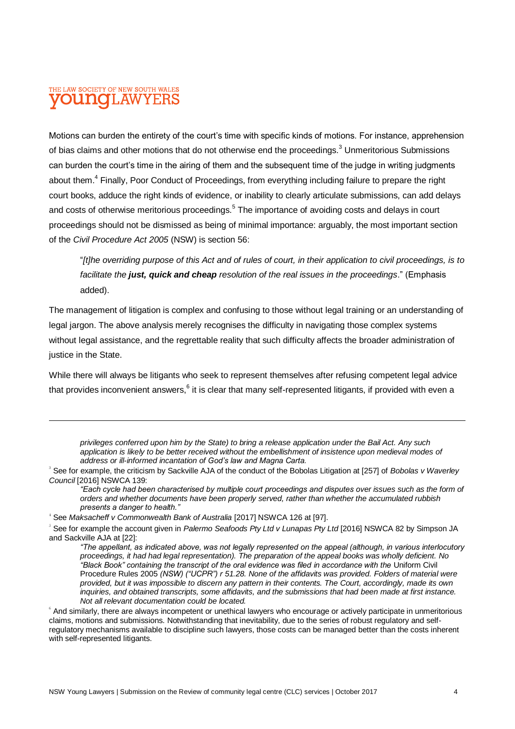Motions can burden the entirety of the court's time with specific kinds of motions. For instance, apprehension of bias claims and other motions that do not otherwise end the proceedings.[3] Unmeritorious Submissions can burden the court's time in the airing of them and the subsequent time of the judge in writing judgments about them.[4] Finally, Poor Conduct of Proceedings, from everything including failure to prepare the right court books, adduce the right kinds of evidence, or inability to clearly articulate submissions, can add delays and costs of otherwise meritorious proceedings.[5] The importance of avoiding costs and delays in court proceedings should not be dismissed as being of minimal importance: arguably, the most important section of the *Civil Procedure Act 2005* (NSW) is section 56:

> "*[t]he overriding purpose of this Act and of rules of court, in their application to civil proceedings, is to facilitate the **just, quick and cheap** resolution of the real issues in the proceedings*." (Emphasis added).

The management of litigation is complex and confusing to those without legal training or an understanding of legal jargon. The above analysis merely recognises the difficulty in navigating those complex systems without legal assistance, and the regrettable reality that such difficulty affects the broader administration of justice in the State.

While there will always be litigants who seek to represent themselves after refusing competent legal advice that provides inconvenient answers,[6] it is clear that many self-represented litigants, if provided with even a

---

> *privileges conferred upon him by the State) to bring a release application under the Bail Act. Any such application is likely to be better received without the embellishment of insistence upon medieval modes of address or ill-informed incantation of God's law and Magna Carta.*

[3] See for example, the criticism by Sackville AJA of the conduct of the Bobolas Litigation at [257] of *Bobolas v Waverley Council* [2016] NSWCA 139:

> *"Each cycle had been characterised by multiple court proceedings and disputes over issues such as the form of orders and whether documents have been properly served, rather than whether the accumulated rubbish presents a danger to health."*

[4] See *Maksacheff v Commonwealth Bank of Australia* [2017] NSWCA 126 at [97].

[5] See for example the account given in *Palermo Seafoods Pty Ltd v Lunapas Pty Ltd* [2016] NSWCA 82 by Simpson JA and Sackville AJA at [22]:

> *"The appellant, as indicated above, was not legally represented on the appeal (although, in various interlocutory proceedings, it had had legal representation). The preparation of the appeal books was wholly deficient. No "Black Book" containing the transcript of the oral evidence was filed in accordance with the* Uniform Civil Procedure Rules 2005 *(NSW) ("UCPR") r 51.28. None of the affidavits was provided. Folders of material were provided, but it was impossible to discern any pattern in their contents. The Court, accordingly, made its own inquiries, and obtained transcripts, some affidavits, and the submissions that had been made at first instance. Not all relevant documentation could be located.*

[6] And similarly, there are always incompetent or unethical lawyers who encourage or actively participate in unmeritorious claims, motions and submissions. Notwithstanding that inevitability, due to the series of robust regulatory and self-regulatory mechanisms available to discipline such lawyers, those costs can be managed better than the costs inherent with self-represented litigants.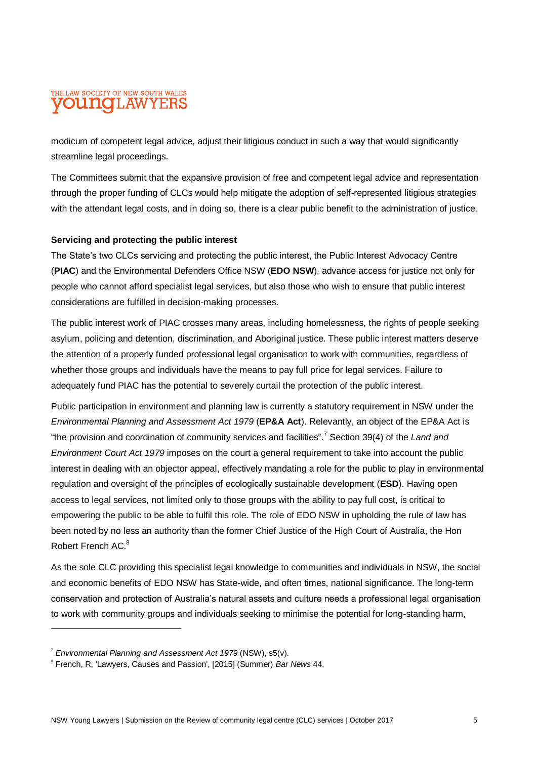modicum of competent legal advice, adjust their litigious conduct in such a way that would significantly streamline legal proceedings.

The Committees submit that the expansive provision of free and competent legal advice and representation through the proper funding of CLCs would help mitigate the adoption of self-represented litigious strategies with the attendant legal costs, and in doing so, there is a clear public benefit to the administration of justice.

**Servicing and protecting the public interest**

The State's two CLCs servicing and protecting the public interest, the Public Interest Advocacy Centre (**PIAC**) and the Environmental Defenders Office NSW (**EDO NSW**), advance access for justice not only for people who cannot afford specialist legal services, but also those who wish to ensure that public interest considerations are fulfilled in decision-making processes.

The public interest work of PIAC crosses many areas, including homelessness, the rights of people seeking asylum, policing and detention, discrimination, and Aboriginal justice. These public interest matters deserve the attention of a properly funded professional legal organisation to work with communities, regardless of whether those groups and individuals have the means to pay full price for legal services. Failure to adequately fund PIAC has the potential to severely curtail the protection of the public interest.

Public participation in environment and planning law is currently a statutory requirement in NSW under the *Environmental Planning and Assessment Act 1979* (**EP&A Act**). Relevantly, an object of the EP&A Act is "the provision and coordination of community services and facilities".[7] Section 39(4) of the *Land and Environment Court Act 1979* imposes on the court a general requirement to take into account the public interest in dealing with an objector appeal, effectively mandating a role for the public to play in environmental regulation and oversight of the principles of ecologically sustainable development (**ESD**). Having open access to legal services, not limited only to those groups with the ability to pay full cost, is critical to empowering the public to be able to fulfil this role. The role of EDO NSW in upholding the rule of law has been noted by no less an authority than the former Chief Justice of the High Court of Australia, the Hon Robert French AC.[8]

As the sole CLC providing this specialist legal knowledge to communities and individuals in NSW, the social and economic benefits of EDO NSW has State-wide, and often times, national significance. The long-term conservation and protection of Australia's natural assets and culture needs a professional legal organisation to work with community groups and individuals seeking to minimise the potential for long-standing harm,

---

[7] *Environmental Planning and Assessment Act 1979* (NSW), s5(v).

[8] French, R, 'Lawyers, Causes and Passion', [2015] (Summer) *Bar News* 44.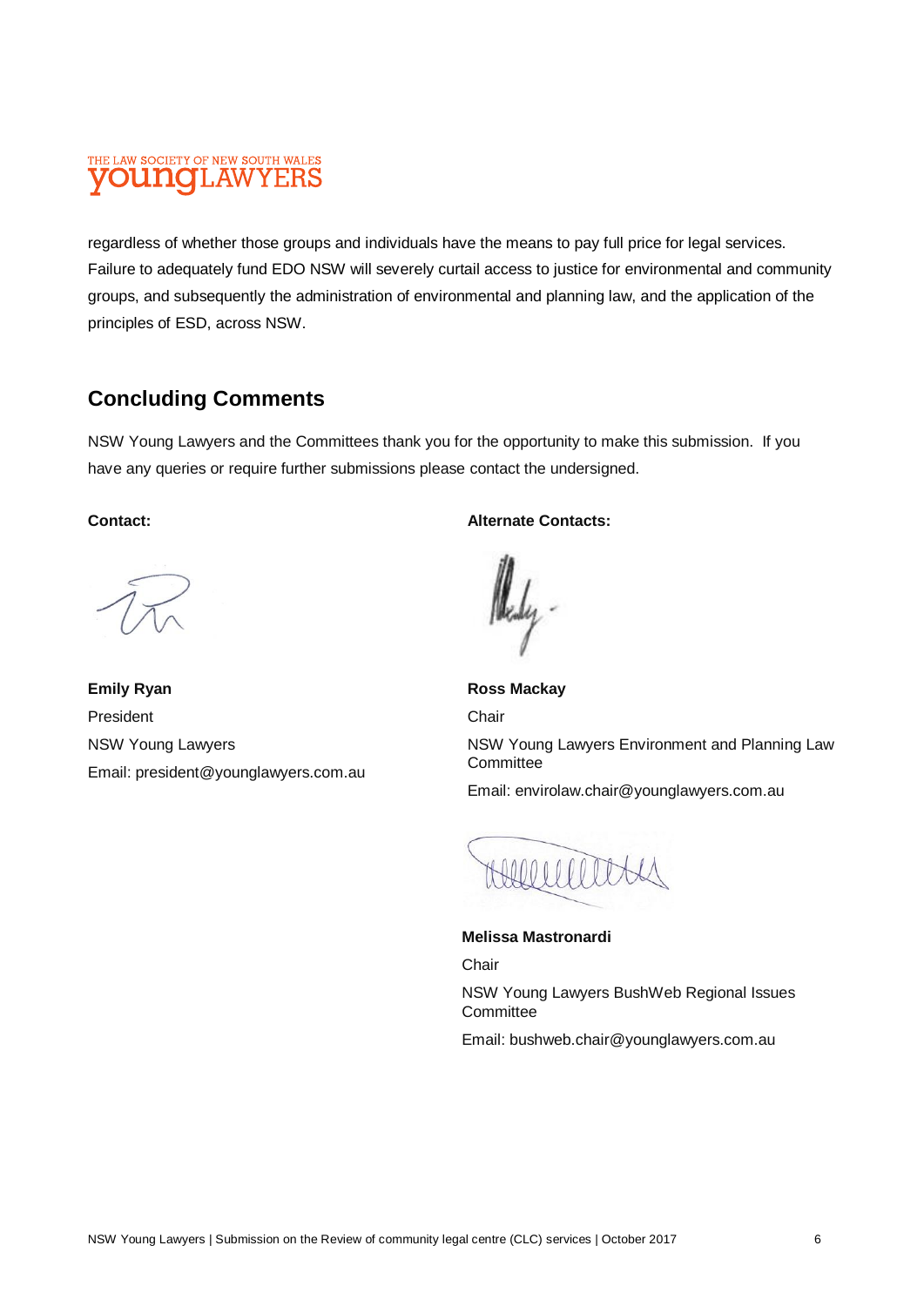regardless of whether those groups and individuals have the means to pay full price for legal services. Failure to adequately fund EDO NSW will severely curtail access to justice for environmental and community groups, and subsequently the administration of environmental and planning law, and the application of the principles of ESD, across NSW.

## Concluding Comments

NSW Young Lawyers and the Committees thank you for the opportunity to make this submission. If you have any queries or require further submissions please contact the undersigned.

**Contact:**

**Emily Ryan**
President
NSW Young Lawyers
Email: president@younglawyers.com.au

**Alternate Contacts:**

**Ross Mackay**
Chair
NSW Young Lawyers Environment and Planning Law Committee
Email: envirolaw.chair@younglawyers.com.au

**Melissa Mastronardi**
Chair
NSW Young Lawyers BushWeb Regional Issues Committee
Email: bushweb.chair@younglawyers.com.au